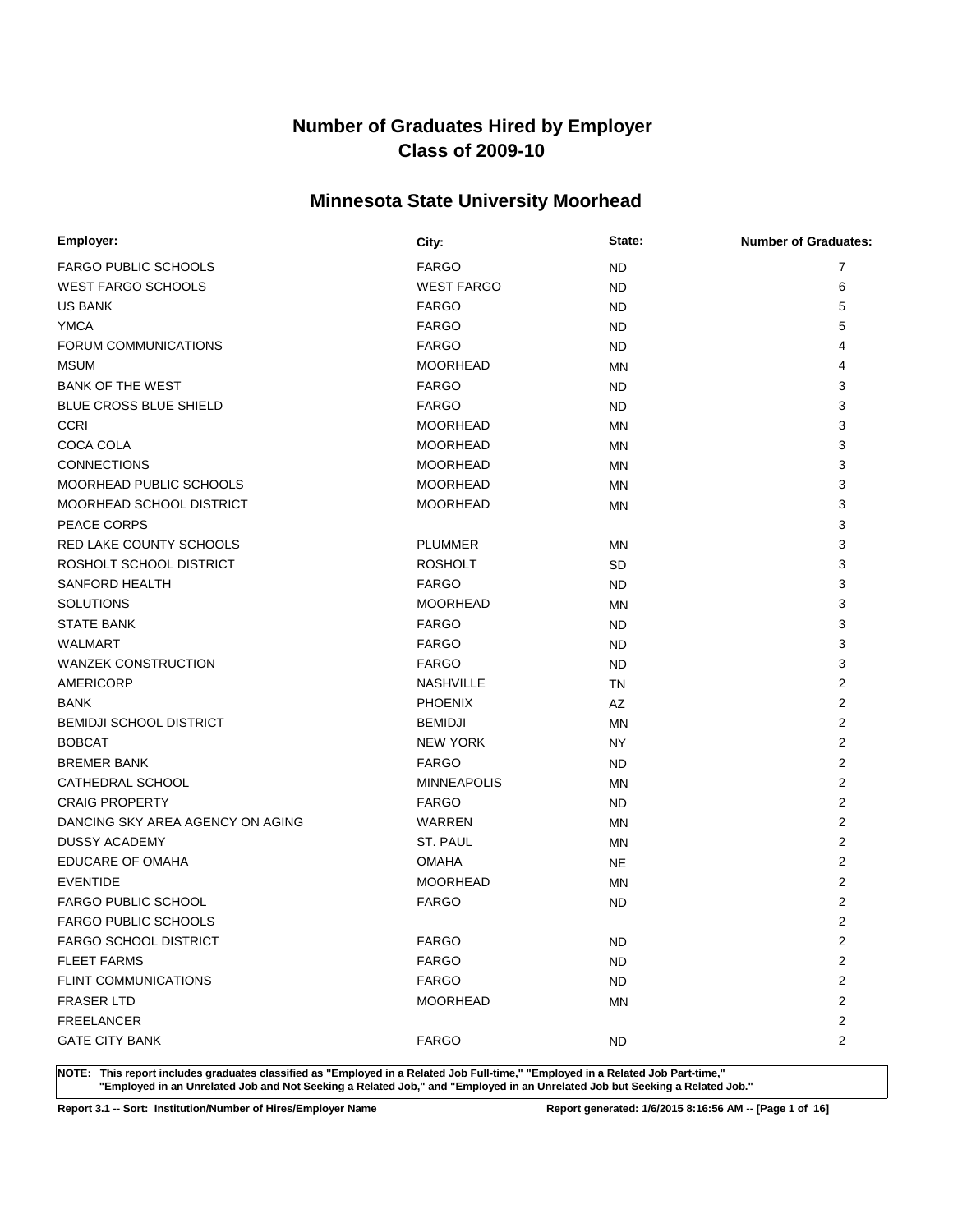# Number of Graduates Hired by Employer
# Class of 2009-10

## Minnesota State University Moorhead

| Employer: | City: | State: | Number of Graduates: |
|---|---|---|---|
| FARGO PUBLIC SCHOOLS | FARGO | ND | 7 |
| WEST FARGO SCHOOLS | WEST FARGO | ND | 6 |
| US BANK | FARGO | ND | 5 |
| YMCA | FARGO | ND | 5 |
| FORUM COMMUNICATIONS | FARGO | ND | 4 |
| MSUM | MOORHEAD | MN | 4 |
| BANK OF THE WEST | FARGO | ND | 3 |
| BLUE CROSS BLUE SHIELD | FARGO | ND | 3 |
| CCRI | MOORHEAD | MN | 3 |
| COCA COLA | MOORHEAD | MN | 3 |
| CONNECTIONS | MOORHEAD | MN | 3 |
| MOORHEAD PUBLIC SCHOOLS | MOORHEAD | MN | 3 |
| MOORHEAD SCHOOL DISTRICT | MOORHEAD | MN | 3 |
| PEACE CORPS | | | 3 |
| RED LAKE COUNTY SCHOOLS | PLUMMER | MN | 3 |
| ROSHOLT SCHOOL DISTRICT | ROSHOLT | SD | 3 |
| SANFORD HEALTH | FARGO | ND | 3 |
| SOLUTIONS | MOORHEAD | MN | 3 |
| STATE BANK | FARGO | ND | 3 |
| WALMART | FARGO | ND | 3 |
| WANZEK CONSTRUCTION | FARGO | ND | 3 |
| AMERICORP | NASHVILLE | TN | 2 |
| BANK | PHOENIX | AZ | 2 |
| BEMIDJI SCHOOL DISTRICT | BEMIDJI | MN | 2 |
| BOBCAT | NEW YORK | NY | 2 |
| BREMER BANK | FARGO | ND | 2 |
| CATHEDRAL SCHOOL | MINNEAPOLIS | MN | 2 |
| CRAIG PROPERTY | FARGO | ND | 2 |
| DANCING SKY AREA AGENCY ON AGING | WARREN | MN | 2 |
| DUSSY ACADEMY | ST. PAUL | MN | 2 |
| EDUCARE OF OMAHA | OMAHA | NE | 2 |
| EVENTIDE | MOORHEAD | MN | 2 |
| FARGO PUBLIC SCHOOL | FARGO | ND | 2 |
| FARGO PUBLIC SCHOOLS | | | 2 |
| FARGO SCHOOL DISTRICT | FARGO | ND | 2 |
| FLEET FARMS | FARGO | ND | 2 |
| FLINT COMMUNICATIONS | FARGO | ND | 2 |
| FRASER LTD | MOORHEAD | MN | 2 |
| FREELANCER | | | 2 |
| GATE CITY BANK | FARGO | ND | 2 |

**NOTE: This report includes graduates classified as "Employed in a Related Job Full-time," "Employed in a Related Job Part-time," "Employed in an Unrelated Job and Not Seeking a Related Job," and "Employed in an Unrelated Job but Seeking a Related Job."**

**Report 3.1 -- Sort: Institution/Number of Hires/Employer Name** **Report generated: 1/6/2015 8:16:56 AM**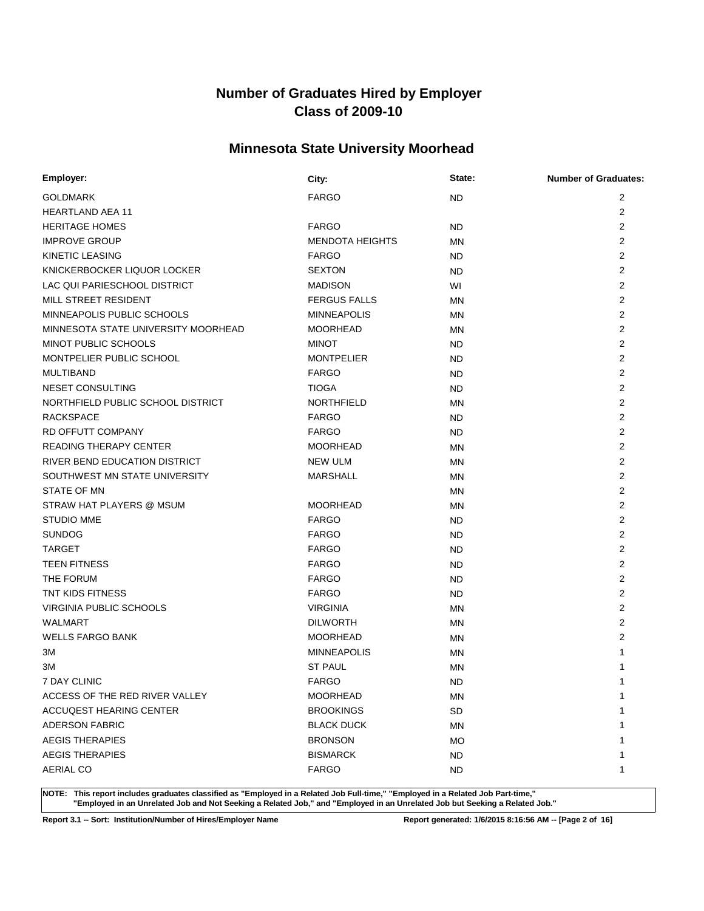# Number of Graduates Hired by Employer
# Class of 2009-10

## Minnesota State University Moorhead

| Employer: | City: | State: | Number of Graduates: |
|---|---|---|---|
| GOLDMARK | FARGO | ND | 2 |
| HEARTLAND AEA 11 | | | 2 |
| HERITAGE HOMES | FARGO | ND | 2 |
| IMPROVE GROUP | MENDOTA HEIGHTS | MN | 2 |
| KINETIC LEASING | FARGO | ND | 2 |
| KNICKERBOCKER LIQUOR LOCKER | SEXTON | ND | 2 |
| LAC QUI PARIESCHOOL DISTRICT | MADISON | WI | 2 |
| MILL STREET RESIDENT | FERGUS FALLS | MN | 2 |
| MINNEAPOLIS PUBLIC SCHOOLS | MINNEAPOLIS | MN | 2 |
| MINNESOTA STATE UNIVERSITY MOORHEAD | MOORHEAD | MN | 2 |
| MINOT PUBLIC SCHOOLS | MINOT | ND | 2 |
| MONTPELIER PUBLIC SCHOOL | MONTPELIER | ND | 2 |
| MULTIBAND | FARGO | ND | 2 |
| NESET CONSULTING | TIOGA | ND | 2 |
| NORTHFIELD PUBLIC SCHOOL DISTRICT | NORTHFIELD | MN | 2 |
| RACKSPACE | FARGO | ND | 2 |
| RD OFFUTT COMPANY | FARGO | ND | 2 |
| READING THERAPY CENTER | MOORHEAD | MN | 2 |
| RIVER BEND EDUCATION DISTRICT | NEW ULM | MN | 2 |
| SOUTHWEST MN STATE UNIVERSITY | MARSHALL | MN | 2 |
| STATE OF MN | | MN | 2 |
| STRAW HAT PLAYERS @ MSUM | MOORHEAD | MN | 2 |
| STUDIO MME | FARGO | ND | 2 |
| SUNDOG | FARGO | ND | 2 |
| TARGET | FARGO | ND | 2 |
| TEEN FITNESS | FARGO | ND | 2 |
| THE FORUM | FARGO | ND | 2 |
| TNT KIDS FITNESS | FARGO | ND | 2 |
| VIRGINIA PUBLIC SCHOOLS | VIRGINIA | MN | 2 |
| WALMART | DILWORTH | MN | 2 |
| WELLS FARGO BANK | MOORHEAD | MN | 2 |
| 3M | MINNEAPOLIS | MN | 1 |
| 3M | ST PAUL | MN | 1 |
| 7 DAY CLINIC | FARGO | ND | 1 |
| ACCESS OF THE RED RIVER VALLEY | MOORHEAD | MN | 1 |
| ACCUQEST HEARING CENTER | BROOKINGS | SD | 1 |
| ADERSON FABRIC | BLACK DUCK | MN | 1 |
| AEGIS THERAPIES | BRONSON | MO | 1 |
| AEGIS THERAPIES | BISMARCK | ND | 1 |
| AERIAL CO | FARGO | ND | 1 |

**NOTE: This report includes graduates classified as "Employed in a Related Job Full-time," "Employed in a Related Job Part-time," "Employed in an Unrelated Job and Not Seeking a Related Job," and "Employed in an Unrelated Job but Seeking a Related Job."**

**Report 3.1 -- Sort: Institution/Number of Hires/Employer Name**

**Report generated: 1/6/2015 8:16:56 AM**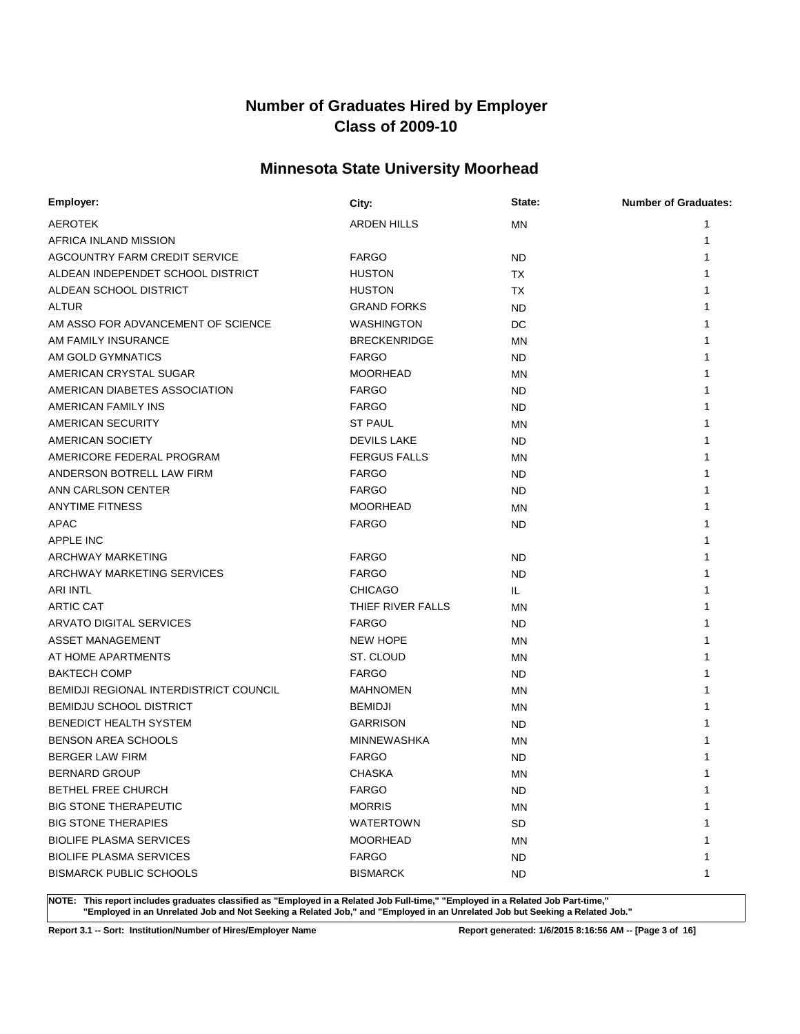# Number of Graduates Hired by Employer
# Class of 2009-10

## Minnesota State University Moorhead

| Employer: | City: | State: | Number of Graduates: |
|---|---|---|---|
| AEROTEK | ARDEN HILLS | MN | 1 |
| AFRICA INLAND MISSION | | | 1 |
| AGCOUNTRY FARM CREDIT SERVICE | FARGO | ND | 1 |
| ALDEAN INDEPENDET SCHOOL DISTRICT | HUSTON | TX | 1 |
| ALDEAN SCHOOL DISTRICT | HUSTON | TX | 1 |
| ALTUR | GRAND FORKS | ND | 1 |
| AM ASSO FOR ADVANCEMENT OF SCIENCE | WASHINGTON | DC | 1 |
| AM FAMILY INSURANCE | BRECKENRIDGE | MN | 1 |
| AM GOLD GYMNATICS | FARGO | ND | 1 |
| AMERICAN CRYSTAL SUGAR | MOORHEAD | MN | 1 |
| AMERICAN DIABETES ASSOCIATION | FARGO | ND | 1 |
| AMERICAN FAMILY INS | FARGO | ND | 1 |
| AMERICAN SECURITY | ST PAUL | MN | 1 |
| AMERICAN SOCIETY | DEVILS LAKE | ND | 1 |
| AMERICORE FEDERAL PROGRAM | FERGUS FALLS | MN | 1 |
| ANDERSON BOTRELL LAW FIRM | FARGO | ND | 1 |
| ANN CARLSON CENTER | FARGO | ND | 1 |
| ANYTIME FITNESS | MOORHEAD | MN | 1 |
| APAC | FARGO | ND | 1 |
| APPLE INC | | | 1 |
| ARCHWAY MARKETING | FARGO | ND | 1 |
| ARCHWAY MARKETING SERVICES | FARGO | ND | 1 |
| ARI INTL | CHICAGO | IL | 1 |
| ARTIC CAT | THIEF RIVER FALLS | MN | 1 |
| ARVATO DIGITAL SERVICES | FARGO | ND | 1 |
| ASSET MANAGEMENT | NEW HOPE | MN | 1 |
| AT HOME APARTMENTS | ST. CLOUD | MN | 1 |
| BAKTECH COMP | FARGO | ND | 1 |
| BEMIDJI REGIONAL INTERDISTRICT COUNCIL | MAHNOMEN | MN | 1 |
| BEMIDJU SCHOOL DISTRICT | BEMIDJI | MN | 1 |
| BENEDICT HEALTH SYSTEM | GARRISON | ND | 1 |
| BENSON AREA SCHOOLS | MINNEWASHKA | MN | 1 |
| BERGER LAW FIRM | FARGO | ND | 1 |
| BERNARD GROUP | CHASKA | MN | 1 |
| BETHEL FREE CHURCH | FARGO | ND | 1 |
| BIG STONE THERAPEUTIC | MORRIS | MN | 1 |
| BIG STONE THERAPIES | WATERTOWN | SD | 1 |
| BIOLIFE PLASMA SERVICES | MOORHEAD | MN | 1 |
| BIOLIFE PLASMA SERVICES | FARGO | ND | 1 |
| BISMARCK PUBLIC SCHOOLS | BISMARCK | ND | 1 |

**NOTE: This report includes graduates classified as "Employed in a Related Job Full-time," "Employed in a Related Job Part-time," "Employed in an Unrelated Job and Not Seeking a Related Job," and "Employed in an Unrelated Job but Seeking a Related Job."**

**Report 3.1 -- Sort: Institution/Number of Hires/Employer Name** **Report generated: 1/6/2015 8:16:56 AM**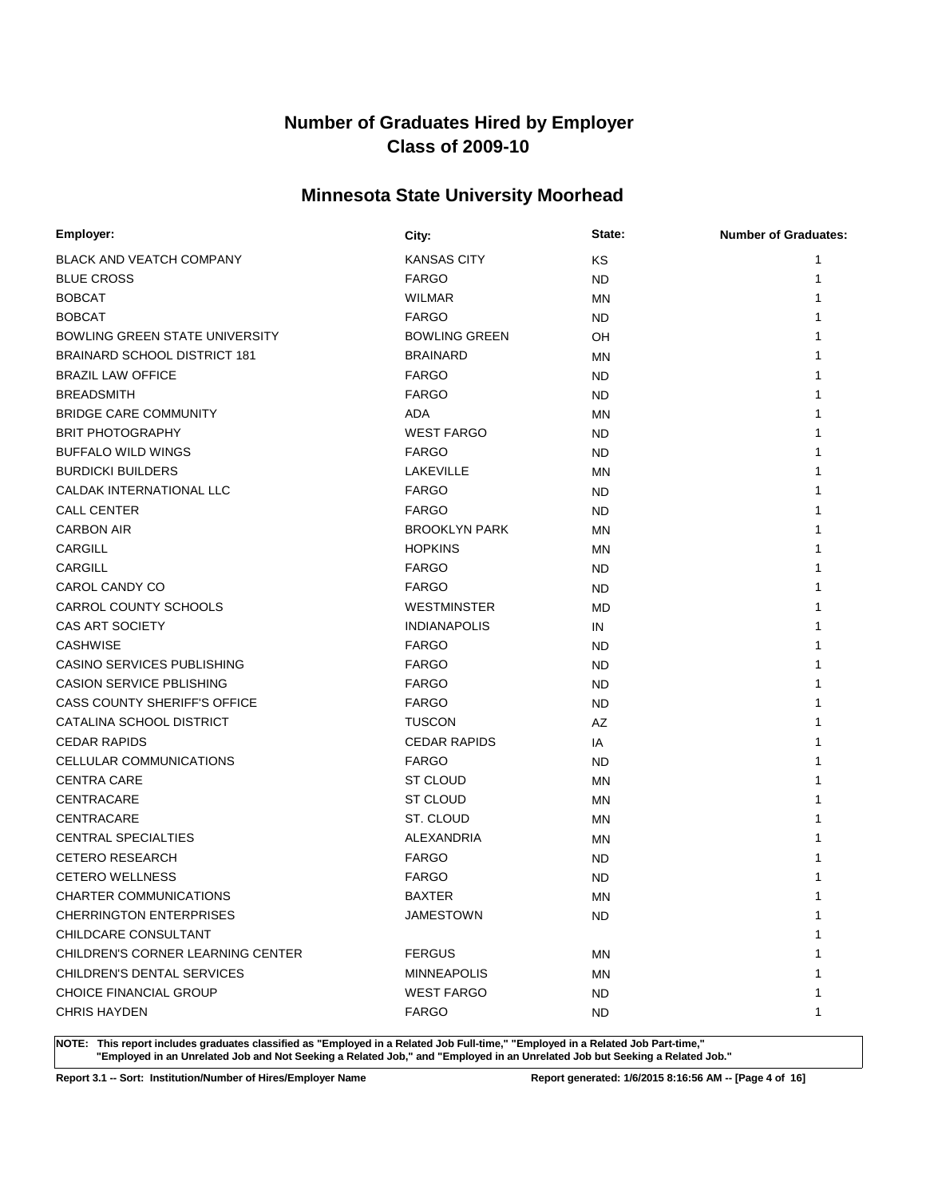# Number of Graduates Hired by Employer
# Class of 2009-10

## Minnesota State University Moorhead

| Employer: | City: | State: | Number of Graduates: |
|---|---|---|---|
| BLACK AND VEATCH COMPANY | KANSAS CITY | KS | 1 |
| BLUE CROSS | FARGO | ND | 1 |
| BOBCAT | WILMAR | MN | 1 |
| BOBCAT | FARGO | ND | 1 |
| BOWLING GREEN STATE UNIVERSITY | BOWLING GREEN | OH | 1 |
| BRAINARD SCHOOL DISTRICT 181 | BRAINARD | MN | 1 |
| BRAZIL LAW OFFICE | FARGO | ND | 1 |
| BREADSMITH | FARGO | ND | 1 |
| BRIDGE CARE COMMUNITY | ADA | MN | 1 |
| BRIT PHOTOGRAPHY | WEST FARGO | ND | 1 |
| BUFFALO WILD WINGS | FARGO | ND | 1 |
| BURDICKI BUILDERS | LAKEVILLE | MN | 1 |
| CALDAK INTERNATIONAL LLC | FARGO | ND | 1 |
| CALL CENTER | FARGO | ND | 1 |
| CARBON AIR | BROOKLYN PARK | MN | 1 |
| CARGILL | HOPKINS | MN | 1 |
| CARGILL | FARGO | ND | 1 |
| CAROL CANDY CO | FARGO | ND | 1 |
| CARROL COUNTY SCHOOLS | WESTMINSTER | MD | 1 |
| CAS ART SOCIETY | INDIANAPOLIS | IN | 1 |
| CASHWISE | FARGO | ND | 1 |
| CASINO SERVICES PUBLISHING | FARGO | ND | 1 |
| CASION SERVICE PBLISHING | FARGO | ND | 1 |
| CASS COUNTY SHERIFF'S OFFICE | FARGO | ND | 1 |
| CATALINA SCHOOL DISTRICT | TUSCON | AZ | 1 |
| CEDAR RAPIDS | CEDAR RAPIDS | IA | 1 |
| CELLULAR COMMUNICATIONS | FARGO | ND | 1 |
| CENTRA CARE | ST CLOUD | MN | 1 |
| CENTRACARE | ST CLOUD | MN | 1 |
| CENTRACARE | ST. CLOUD | MN | 1 |
| CENTRAL SPECIALTIES | ALEXANDRIA | MN | 1 |
| CETERO RESEARCH | FARGO | ND | 1 |
| CETERO WELLNESS | FARGO | ND | 1 |
| CHARTER COMMUNICATIONS | BAXTER | MN | 1 |
| CHERRINGTON ENTERPRISES | JAMESTOWN | ND | 1 |
| CHILDCARE CONSULTANT | | | 1 |
| CHILDREN'S CORNER LEARNING CENTER | FERGUS | MN | 1 |
| CHILDREN'S DENTAL SERVICES | MINNEAPOLIS | MN | 1 |
| CHOICE FINANCIAL GROUP | WEST FARGO | ND | 1 |
| CHRIS HAYDEN | FARGO | ND | 1 |

**NOTE: This report includes graduates classified as "Employed in a Related Job Full-time," "Employed in a Related Job Part-time," "Employed in an Unrelated Job and Not Seeking a Related Job," and "Employed in an Unrelated Job but Seeking a Related Job."**

**Report 3.1 -- Sort: Institution/Number of Hires/Employer Name** **Report generated: 1/6/2015 8:16:56 AM**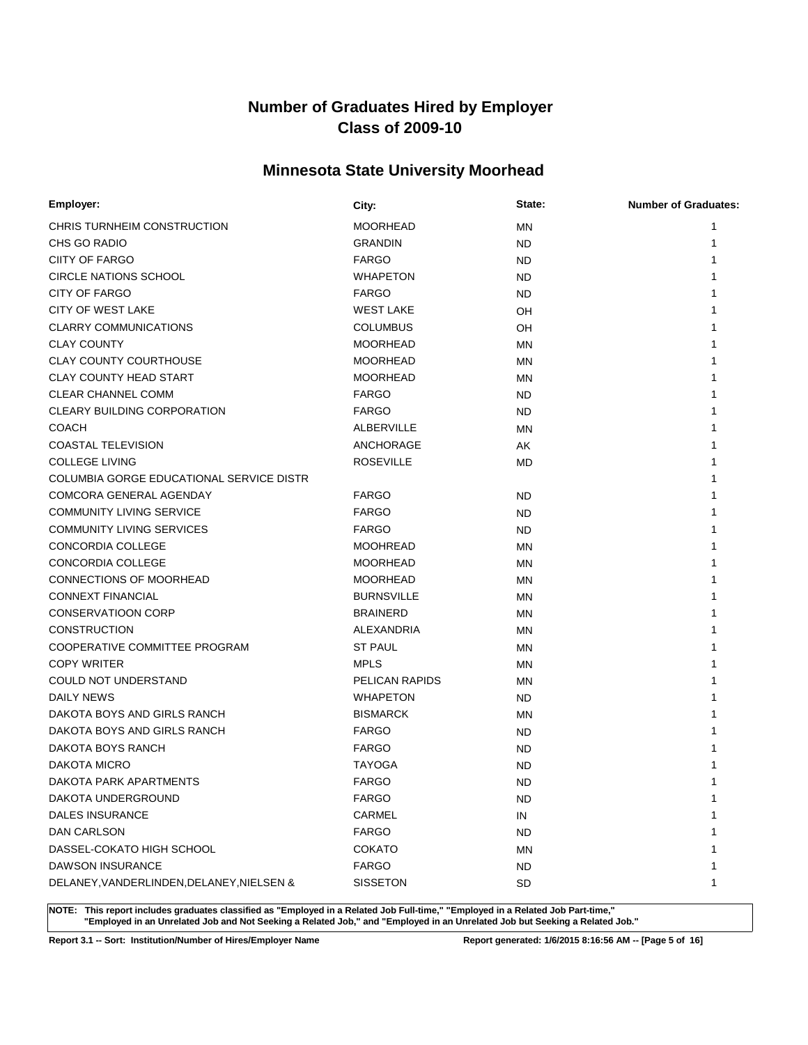# Number of Graduates Hired by Employer
# Class of 2009-10

## Minnesota State University Moorhead

| Employer: | City: | State: | Number of Graduates: |
|---|---|---|---|
| CHRIS TURNHEIM CONSTRUCTION | MOORHEAD | MN | 1 |
| CHS GO RADIO | GRANDIN | ND | 1 |
| CIITY OF FARGO | FARGO | ND | 1 |
| CIRCLE NATIONS SCHOOL | WHAPETON | ND | 1 |
| CITY OF FARGO | FARGO | ND | 1 |
| CITY OF WEST LAKE | WEST LAKE | OH | 1 |
| CLARRY COMMUNICATIONS | COLUMBUS | OH | 1 |
| CLAY COUNTY | MOORHEAD | MN | 1 |
| CLAY COUNTY COURTHOUSE | MOORHEAD | MN | 1 |
| CLAY COUNTY HEAD START | MOORHEAD | MN | 1 |
| CLEAR CHANNEL COMM | FARGO | ND | 1 |
| CLEARY BUILDING CORPORATION | FARGO | ND | 1 |
| COACH | ALBERVILLE | MN | 1 |
| COASTAL TELEVISION | ANCHORAGE | AK | 1 |
| COLLEGE LIVING | ROSEVILLE | MD | 1 |
| COLUMBIA GORGE EDUCATIONAL SERVICE DISTR | | | 1 |
| COMCORA GENERAL AGENDAY | FARGO | ND | 1 |
| COMMUNITY LIVING SERVICE | FARGO | ND | 1 |
| COMMUNITY LIVING SERVICES | FARGO | ND | 1 |
| CONCORDIA COLLEGE | MOOHREAD | MN | 1 |
| CONCORDIA COLLEGE | MOORHEAD | MN | 1 |
| CONNECTIONS OF MOORHEAD | MOORHEAD | MN | 1 |
| CONNEXT FINANCIAL | BURNSVILLE | MN | 1 |
| CONSERVATIOON CORP | BRAINERD | MN | 1 |
| CONSTRUCTION | ALEXANDRIA | MN | 1 |
| COOPERATIVE COMMITTEE PROGRAM | ST PAUL | MN | 1 |
| COPY WRITER | MPLS | MN | 1 |
| COULD NOT UNDERSTAND | PELICAN RAPIDS | MN | 1 |
| DAILY NEWS | WHAPETON | ND | 1 |
| DAKOTA BOYS AND GIRLS RANCH | BISMARCK | MN | 1 |
| DAKOTA BOYS AND GIRLS RANCH | FARGO | ND | 1 |
| DAKOTA BOYS RANCH | FARGO | ND | 1 |
| DAKOTA MICRO | TAYOGA | ND | 1 |
| DAKOTA PARK APARTMENTS | FARGO | ND | 1 |
| DAKOTA UNDERGROUND | FARGO | ND | 1 |
| DALES INSURANCE | CARMEL | IN | 1 |
| DAN CARLSON | FARGO | ND | 1 |
| DASSEL-COKATO HIGH SCHOOL | COKATO | MN | 1 |
| DAWSON INSURANCE | FARGO | ND | 1 |
| DELANEY,VANDERLINDEN,DELANEY,NIELSEN & | SISSETON | SD | 1 |

**NOTE: This report includes graduates classified as "Employed in a Related Job Full-time," "Employed in a Related Job Part-time," "Employed in an Unrelated Job and Not Seeking a Related Job," and "Employed in an Unrelated Job but Seeking a Related Job."**

**Report 3.1 -- Sort: Institution/Number of Hires/Employer Name**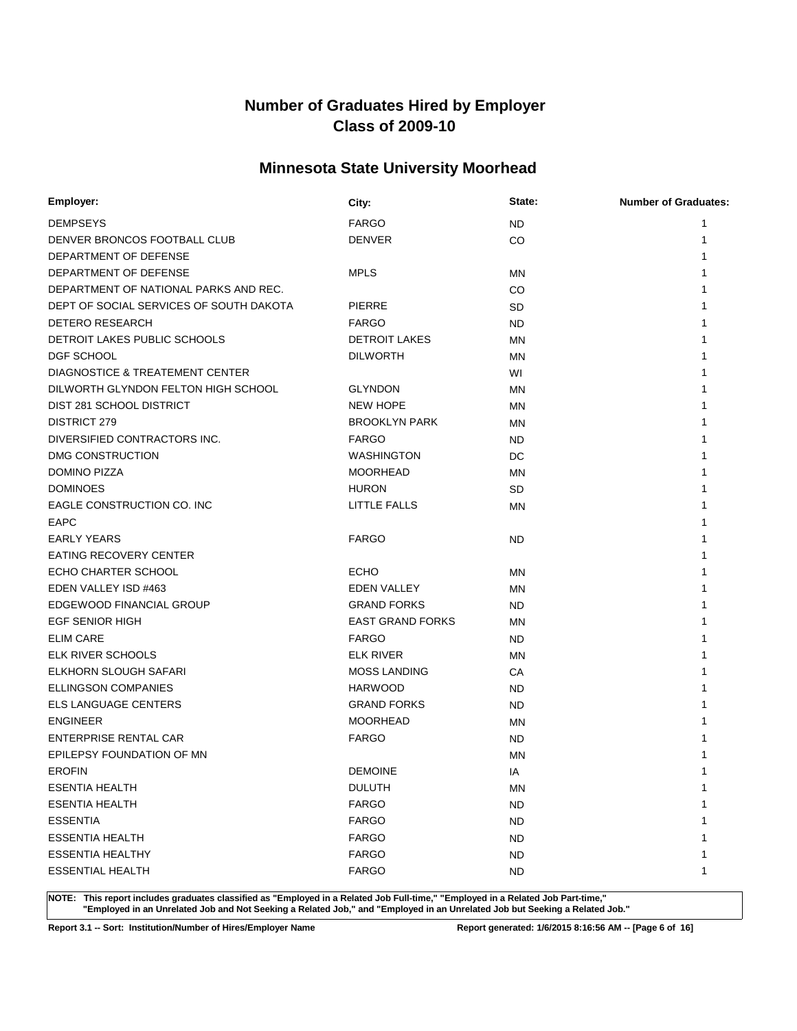# Number of Graduates Hired by Employer
# Class of 2009-10

## Minnesota State University Moorhead

| Employer: | City: | State: | Number of Graduates: |
|---|---|---|---|
| DEMPSEYS | FARGO | ND | 1 |
| DENVER BRONCOS FOOTBALL CLUB | DENVER | CO | 1 |
| DEPARTMENT OF DEFENSE | | | 1 |
| DEPARTMENT OF DEFENSE | MPLS | MN | 1 |
| DEPARTMENT OF NATIONAL PARKS AND REC. | | CO | 1 |
| DEPT OF SOCIAL SERVICES OF SOUTH DAKOTA | PIERRE | SD | 1 |
| DETERO RESEARCH | FARGO | ND | 1 |
| DETROIT LAKES PUBLIC SCHOOLS | DETROIT LAKES | MN | 1 |
| DGF SCHOOL | DILWORTH | MN | 1 |
| DIAGNOSTICE & TREATEMENT CENTER | | WI | 1 |
| DILWORTH GLYNDON FELTON HIGH SCHOOL | GLYNDON | MN | 1 |
| DIST 281 SCHOOL DISTRICT | NEW HOPE | MN | 1 |
| DISTRICT 279 | BROOKLYN PARK | MN | 1 |
| DIVERSIFIED CONTRACTORS INC. | FARGO | ND | 1 |
| DMG CONSTRUCTION | WASHINGTON | DC | 1 |
| DOMINO PIZZA | MOORHEAD | MN | 1 |
| DOMINOES | HURON | SD | 1 |
| EAGLE CONSTRUCTION CO. INC | LITTLE FALLS | MN | 1 |
| EAPC | | | 1 |
| EARLY YEARS | FARGO | ND | 1 |
| EATING RECOVERY CENTER | | | 1 |
| ECHO CHARTER SCHOOL | ECHO | MN | 1 |
| EDEN VALLEY ISD #463 | EDEN VALLEY | MN | 1 |
| EDGEWOOD FINANCIAL GROUP | GRAND FORKS | ND | 1 |
| EGF SENIOR HIGH | EAST GRAND FORKS | MN | 1 |
| ELIM CARE | FARGO | ND | 1 |
| ELK RIVER SCHOOLS | ELK RIVER | MN | 1 |
| ELKHORN SLOUGH SAFARI | MOSS LANDING | CA | 1 |
| ELLINGSON COMPANIES | HARWOOD | ND | 1 |
| ELS LANGUAGE CENTERS | GRAND FORKS | ND | 1 |
| ENGINEER | MOORHEAD | MN | 1 |
| ENTERPRISE RENTAL CAR | FARGO | ND | 1 |
| EPILEPSY FOUNDATION OF MN | | MN | 1 |
| EROFIN | DEMOINE | IA | 1 |
| ESENTIA HEALTH | DULUTH | MN | 1 |
| ESENTIA HEALTH | FARGO | ND | 1 |
| ESSENTIA | FARGO | ND | 1 |
| ESSENTIA HEALTH | FARGO | ND | 1 |
| ESSENTIA HEALTHY | FARGO | ND | 1 |
| ESSENTIAL HEALTH | FARGO | ND | 1 |

**NOTE: This report includes graduates classified as "Employed in a Related Job Full-time," "Employed in a Related Job Part-time," "Employed in an Unrelated Job and Not Seeking a Related Job," and "Employed in an Unrelated Job but Seeking a Related Job."**

**Report 3.1 -- Sort: Institution/Number of Hires/Employer Name** **Report generated: 1/6/2015 8:16:56 AM**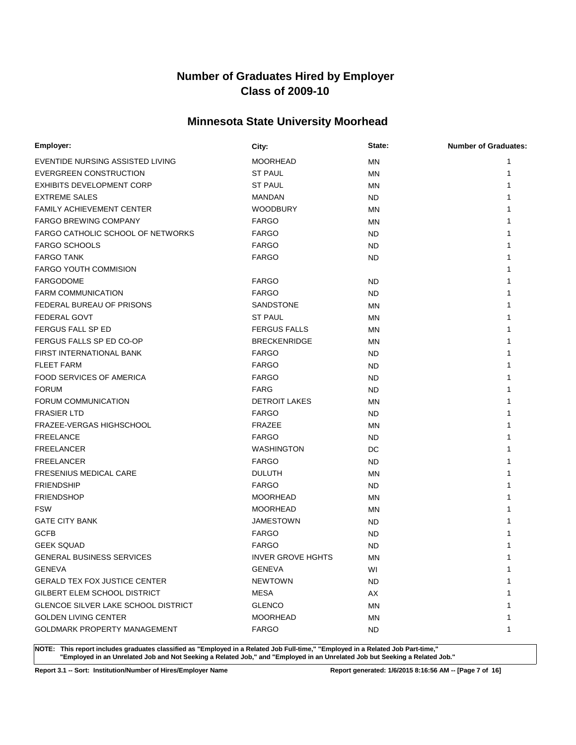# Number of Graduates Hired by Employer
# Class of 2009-10

## Minnesota State University Moorhead

| Employer: | City: | State: | Number of Graduates: |
|---|---|---|---|
| EVENTIDE NURSING ASSISTED LIVING | MOORHEAD | MN | 1 |
| EVERGREEN CONSTRUCTION | ST PAUL | MN | 1 |
| EXHIBITS DEVELOPMENT CORP | ST PAUL | MN | 1 |
| EXTREME SALES | MANDAN | ND | 1 |
| FAMILY ACHIEVEMENT CENTER | WOODBURY | MN | 1 |
| FARGO BREWING COMPANY | FARGO | MN | 1 |
| FARGO CATHOLIC SCHOOL OF NETWORKS | FARGO | ND | 1 |
| FARGO SCHOOLS | FARGO | ND | 1 |
| FARGO TANK | FARGO | ND | 1 |
| FARGO YOUTH COMMISION | | | 1 |
| FARGODOME | FARGO | ND | 1 |
| FARM COMMUNICATION | FARGO | ND | 1 |
| FEDERAL BUREAU OF PRISONS | SANDSTONE | MN | 1 |
| FEDERAL GOVT | ST PAUL | MN | 1 |
| FERGUS FALL SP ED | FERGUS FALLS | MN | 1 |
| FERGUS FALLS SP ED CO-OP | BRECKENRIDGE | MN | 1 |
| FIRST INTERNATIONAL BANK | FARGO | ND | 1 |
| FLEET FARM | FARGO | ND | 1 |
| FOOD SERVICES OF AMERICA | FARGO | ND | 1 |
| FORUM | FARG | ND | 1 |
| FORUM COMMUNICATION | DETROIT LAKES | MN | 1 |
| FRASIER LTD | FARGO | ND | 1 |
| FRAZEE-VERGAS HIGHSCHOOL | FRAZEE | MN | 1 |
| FREELANCE | FARGO | ND | 1 |
| FREELANCER | WASHINGTON | DC | 1 |
| FREELANCER | FARGO | ND | 1 |
| FRESENIUS MEDICAL CARE | DULUTH | MN | 1 |
| FRIENDSHIP | FARGO | ND | 1 |
| FRIENDSHOP | MOORHEAD | MN | 1 |
| FSW | MOORHEAD | MN | 1 |
| GATE CITY BANK | JAMESTOWN | ND | 1 |
| GCFB | FARGO | ND | 1 |
| GEEK SQUAD | FARGO | ND | 1 |
| GENERAL BUSINESS SERVICES | INVER GROVE HGHTS | MN | 1 |
| GENEVA | GENEVA | WI | 1 |
| GERALD TEX FOX JUSTICE CENTER | NEWTOWN | ND | 1 |
| GILBERT ELEM SCHOOL DISTRICT | MESA | AX | 1 |
| GLENCOE SILVER LAKE SCHOOL DISTRICT | GLENCO | MN | 1 |
| GOLDEN LIVING CENTER | MOORHEAD | MN | 1 |
| GOLDMARK PROPERTY MANAGEMENT | FARGO | ND | 1 |

**NOTE: This report includes graduates classified as "Employed in a Related Job Full-time," "Employed in a Related Job Part-time," "Employed in an Unrelated Job and Not Seeking a Related Job," and "Employed in an Unrelated Job but Seeking a Related Job."**

**Report 3.1 -- Sort: Institution/Number of Hires/Employer Name** | **Report generated: 1/6/2015 8:16:56 AM**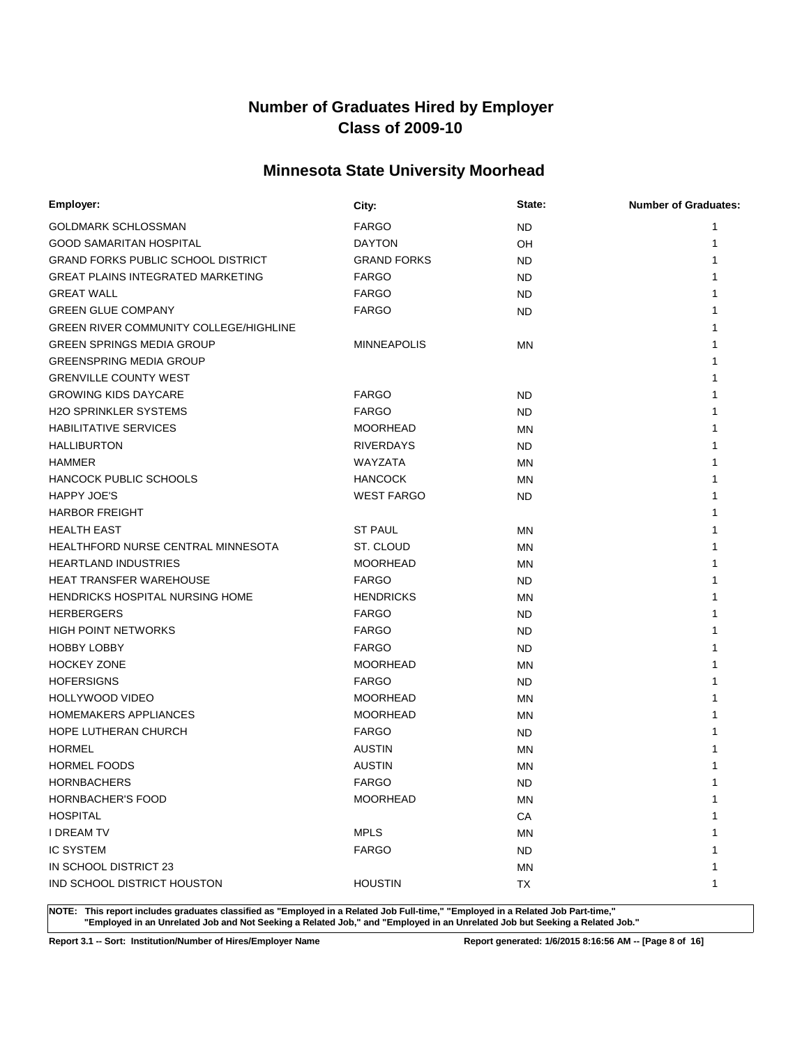# Number of Graduates Hired by Employer
# Class of 2009-10

## Minnesota State University Moorhead

| Employer: | City: | State: | Number of Graduates: |
|---|---|---|---|
| GOLDMARK SCHLOSSMAN | FARGO | ND | 1 |
| GOOD SAMARITAN HOSPITAL | DAYTON | OH | 1 |
| GRAND FORKS PUBLIC SCHOOL DISTRICT | GRAND FORKS | ND | 1 |
| GREAT PLAINS INTEGRATED MARKETING | FARGO | ND | 1 |
| GREAT WALL | FARGO | ND | 1 |
| GREEN GLUE COMPANY | FARGO | ND | 1 |
| GREEN RIVER COMMUNITY COLLEGE/HIGHLINE | | | 1 |
| GREEN SPRINGS MEDIA GROUP | MINNEAPOLIS | MN | 1 |
| GREENSPRING MEDIA GROUP | | | 1 |
| GRENVILLE COUNTY WEST | | | 1 |
| GROWING KIDS DAYCARE | FARGO | ND | 1 |
| H2O SPRINKLER SYSTEMS | FARGO | ND | 1 |
| HABILITATIVE SERVICES | MOORHEAD | MN | 1 |
| HALLIBURTON | RIVERDAYS | ND | 1 |
| HAMMER | WAYZATA | MN | 1 |
| HANCOCK PUBLIC SCHOOLS | HANCOCK | MN | 1 |
| HAPPY JOE'S | WEST FARGO | ND | 1 |
| HARBOR FREIGHT | | | 1 |
| HEALTH EAST | ST PAUL | MN | 1 |
| HEALTHFORD NURSE CENTRAL MINNESOTA | ST. CLOUD | MN | 1 |
| HEARTLAND INDUSTRIES | MOORHEAD | MN | 1 |
| HEAT TRANSFER WAREHOUSE | FARGO | ND | 1 |
| HENDRICKS HOSPITAL NURSING HOME | HENDRICKS | MN | 1 |
| HERBERGERS | FARGO | ND | 1 |
| HIGH POINT NETWORKS | FARGO | ND | 1 |
| HOBBY LOBBY | FARGO | ND | 1 |
| HOCKEY ZONE | MOORHEAD | MN | 1 |
| HOFERSIGNS | FARGO | ND | 1 |
| HOLLYWOOD VIDEO | MOORHEAD | MN | 1 |
| HOMEMAKERS APPLIANCES | MOORHEAD | MN | 1 |
| HOPE LUTHERAN CHURCH | FARGO | ND | 1 |
| HORMEL | AUSTIN | MN | 1 |
| HORMEL FOODS | AUSTIN | MN | 1 |
| HORNBACHERS | FARGO | ND | 1 |
| HORNBACHER'S FOOD | MOORHEAD | MN | 1 |
| HOSPITAL | | CA | 1 |
| I DREAM TV | MPLS | MN | 1 |
| IC SYSTEM | FARGO | ND | 1 |
| IN SCHOOL DISTRICT 23 | | MN | 1 |
| IND SCHOOL DISTRICT HOUSTON | HOUSTIN | TX | 1 |

**NOTE: This report includes graduates classified as "Employed in a Related Job Full-time," "Employed in a Related Job Part-time," "Employed in an Unrelated Job and Not Seeking a Related Job," and "Employed in an Unrelated Job but Seeking a Related Job."**

**Report 3.1 -- Sort: Institution/Number of Hires/Employer Name** **Report generated: 1/6/2015 8:16:56 AM**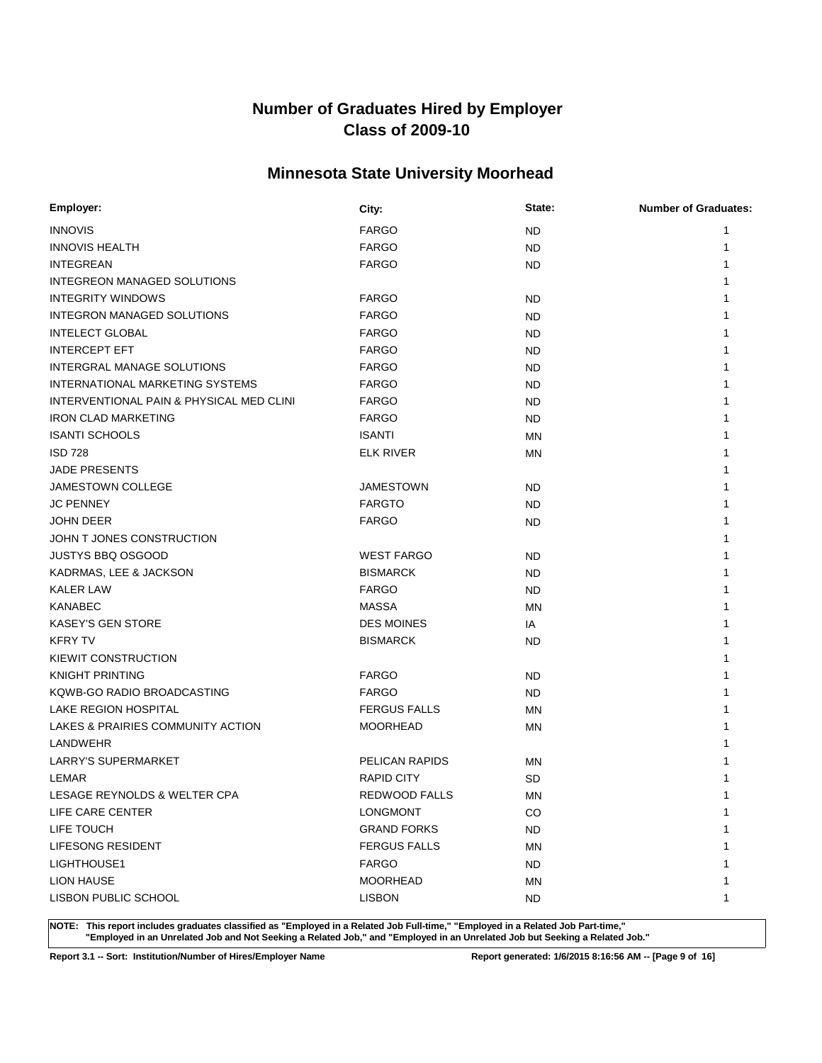# Number of Graduates Hired by Employer
# Class of 2009-10

## Minnesota State University Moorhead

| Employer: | City: | State: | Number of Graduates: |
|---|---|---|---|
| INNOVIS | FARGO | ND | 1 |
| INNOVIS HEALTH | FARGO | ND | 1 |
| INTEGREAN | FARGO | ND | 1 |
| INTEGREON MANAGED SOLUTIONS | | | 1 |
| INTEGRITY WINDOWS | FARGO | ND | 1 |
| INTEGRON MANAGED SOLUTIONS | FARGO | ND | 1 |
| INTELECT GLOBAL | FARGO | ND | 1 |
| INTERCEPT EFT | FARGO | ND | 1 |
| INTERGRAL MANAGE SOLUTIONS | FARGO | ND | 1 |
| INTERNATIONAL MARKETING SYSTEMS | FARGO | ND | 1 |
| INTERVENTIONAL PAIN & PHYSICAL MED CLINI | FARGO | ND | 1 |
| IRON CLAD MARKETING | FARGO | ND | 1 |
| ISANTI SCHOOLS | ISANTI | MN | 1 |
| ISD 728 | ELK RIVER | MN | 1 |
| JADE PRESENTS | | | 1 |
| JAMESTOWN COLLEGE | JAMESTOWN | ND | 1 |
| JC PENNEY | FARGTO | ND | 1 |
| JOHN DEER | FARGO | ND | 1 |
| JOHN T JONES CONSTRUCTION | | | 1 |
| JUSTYS BBQ OSGOOD | WEST FARGO | ND | 1 |
| KADRMAS, LEE & JACKSON | BISMARCK | ND | 1 |
| KALER LAW | FARGO | ND | 1 |
| KANABEC | MASSA | MN | 1 |
| KASEY'S GEN STORE | DES MOINES | IA | 1 |
| KFRY TV | BISMARCK | ND | 1 |
| KIEWIT CONSTRUCTION | | | 1 |
| KNIGHT PRINTING | FARGO | ND | 1 |
| KQWB-GO RADIO BROADCASTING | FARGO | ND | 1 |
| LAKE REGION HOSPITAL | FERGUS FALLS | MN | 1 |
| LAKES & PRAIRIES COMMUNITY ACTION | MOORHEAD | MN | 1 |
| LANDWEHR | | | 1 |
| LARRY'S SUPERMARKET | PELICAN RAPIDS | MN | 1 |
| LEMAR | RAPID CITY | SD | 1 |
| LESAGE REYNOLDS & WELTER CPA | REDWOOD FALLS | MN | 1 |
| LIFE CARE CENTER | LONGMONT | CO | 1 |
| LIFE TOUCH | GRAND FORKS | ND | 1 |
| LIFESONG RESIDENT | FERGUS FALLS | MN | 1 |
| LIGHTHOUSE1 | FARGO | ND | 1 |
| LION HAUSE | MOORHEAD | MN | 1 |
| LISBON PUBLIC SCHOOL | LISBON | ND | 1 |

**NOTE: This report includes graduates classified as "Employed in a Related Job Full-time," "Employed in a Related Job Part-time," "Employed in an Unrelated Job and Not Seeking a Related Job," and "Employed in an Unrelated Job but Seeking a Related Job."**

**Report 3.1 -- Sort: Institution/Number of Hires/Employer Name**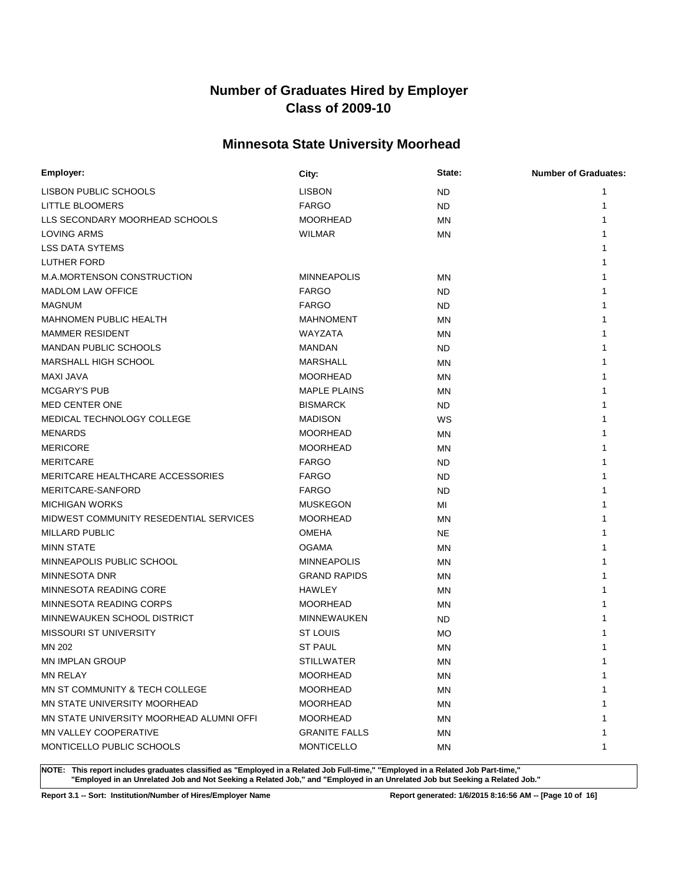# Number of Graduates Hired by Employer
# Class of 2009-10

## Minnesota State University Moorhead

| Employer: | City: | State: | Number of Graduates: |
|---|---|---|---|
| LISBON PUBLIC SCHOOLS | LISBON | ND | 1 |
| LITTLE BLOOMERS | FARGO | ND | 1 |
| LLS SECONDARY MOORHEAD SCHOOLS | MOORHEAD | MN | 1 |
| LOVING ARMS | WILMAR | MN | 1 |
| LSS DATA SYTEMS | | | 1 |
| LUTHER FORD | | | 1 |
| M.A.MORTENSON CONSTRUCTION | MINNEAPOLIS | MN | 1 |
| MADLOM LAW OFFICE | FARGO | ND | 1 |
| MAGNUM | FARGO | ND | 1 |
| MAHNOMEN PUBLIC HEALTH | MAHNOMENT | MN | 1 |
| MAMMER RESIDENT | WAYZATA | MN | 1 |
| MANDAN PUBLIC SCHOOLS | MANDAN | ND | 1 |
| MARSHALL HIGH SCHOOL | MARSHALL | MN | 1 |
| MAXI JAVA | MOORHEAD | MN | 1 |
| MCGARY'S PUB | MAPLE PLAINS | MN | 1 |
| MED CENTER ONE | BISMARCK | ND | 1 |
| MEDICAL TECHNOLOGY COLLEGE | MADISON | WS | 1 |
| MENARDS | MOORHEAD | MN | 1 |
| MERICORE | MOORHEAD | MN | 1 |
| MERITCARE | FARGO | ND | 1 |
| MERITCARE HEALTHCARE ACCESSORIES | FARGO | ND | 1 |
| MERITCARE-SANFORD | FARGO | ND | 1 |
| MICHIGAN WORKS | MUSKEGON | MI | 1 |
| MIDWEST COMMUNITY RESEDENTIAL SERVICES | MOORHEAD | MN | 1 |
| MILLARD PUBLIC | OMEHA | NE | 1 |
| MINN STATE | OGAMA | MN | 1 |
| MINNEAPOLIS PUBLIC SCHOOL | MINNEAPOLIS | MN | 1 |
| MINNESOTA DNR | GRAND RAPIDS | MN | 1 |
| MINNESOTA READING CORE | HAWLEY | MN | 1 |
| MINNESOTA READING CORPS | MOORHEAD | MN | 1 |
| MINNEWAUKEN SCHOOL DISTRICT | MINNEWAUKEN | ND | 1 |
| MISSOURI ST UNIVERSITY | ST LOUIS | MO | 1 |
| MN 202 | ST PAUL | MN | 1 |
| MN IMPLAN GROUP | STILLWATER | MN | 1 |
| MN RELAY | MOORHEAD | MN | 1 |
| MN ST COMMUNITY & TECH COLLEGE | MOORHEAD | MN | 1 |
| MN STATE UNIVERSITY MOORHEAD | MOORHEAD | MN | 1 |
| MN STATE UNIVERSITY MOORHEAD ALUMNI OFFI | MOORHEAD | MN | 1 |
| MN VALLEY COOPERATIVE | GRANITE FALLS | MN | 1 |
| MONTICELLO PUBLIC SCHOOLS | MONTICELLO | MN | 1 |

**NOTE: This report includes graduates classified as "Employed in a Related Job Full-time," "Employed in a Related Job Part-time," "Employed in an Unrelated Job and Not Seeking a Related Job," and "Employed in an Unrelated Job but Seeking a Related Job."**

**Report 3.1 -- Sort: Institution/Number of Hires/Employer Name** **Report generated: 1/6/2015 8:16:56 AM**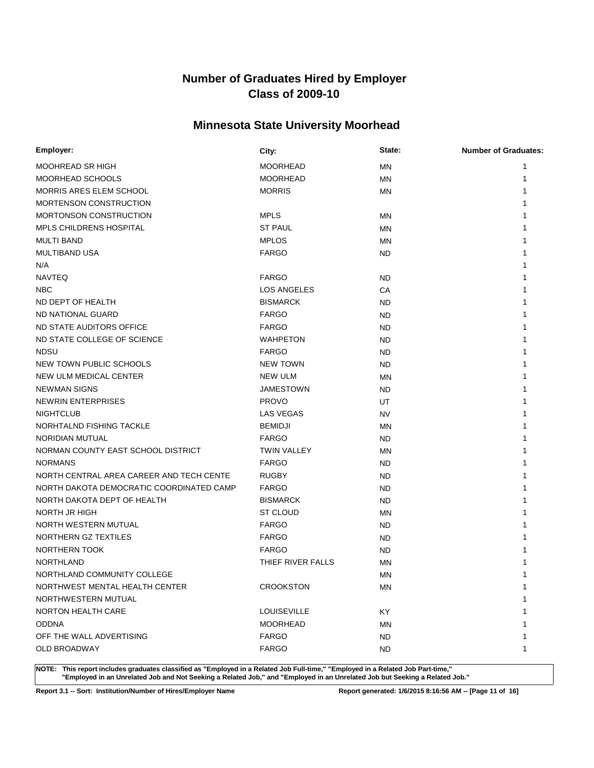# Number of Graduates Hired by Employer
# Class of 2009-10

## Minnesota State University Moorhead

| Employer: | City: | State: | Number of Graduates: |
|---|---|---|---|
| MOOHREAD SR HIGH | MOORHEAD | MN | 1 |
| MOORHEAD SCHOOLS | MOORHEAD | MN | 1 |
| MORRIS ARES ELEM SCHOOL | MORRIS | MN | 1 |
| MORTENSON CONSTRUCTION | | | 1 |
| MORTONSON CONSTRUCTION | MPLS | MN | 1 |
| MPLS CHILDRENS HOSPITAL | ST PAUL | MN | 1 |
| MULTI BAND | MPLOS | MN | 1 |
| MULTIBAND USA | FARGO | ND | 1 |
| N/A | | | 1 |
| NAVTEQ | FARGO | ND | 1 |
| NBC | LOS ANGELES | CA | 1 |
| ND DEPT OF HEALTH | BISMARCK | ND | 1 |
| ND NATIONAL GUARD | FARGO | ND | 1 |
| ND STATE AUDITORS OFFICE | FARGO | ND | 1 |
| ND STATE COLLEGE OF SCIENCE | WAHPETON | ND | 1 |
| NDSU | FARGO | ND | 1 |
| NEW TOWN PUBLIC SCHOOLS | NEW TOWN | ND | 1 |
| NEW ULM MEDICAL CENTER | NEW ULM | MN | 1 |
| NEWMAN SIGNS | JAMESTOWN | ND | 1 |
| NEWRIN ENTERPRISES | PROVO | UT | 1 |
| NIGHTCLUB | LAS VEGAS | NV | 1 |
| NORHTALND FISHING TACKLE | BEMIDJI | MN | 1 |
| NORIDIAN MUTUAL | FARGO | ND | 1 |
| NORMAN COUNTY EAST SCHOOL DISTRICT | TWIN VALLEY | MN | 1 |
| NORMANS | FARGO | ND | 1 |
| NORTH CENTRAL AREA CAREER AND TECH CENTE | RUGBY | ND | 1 |
| NORTH DAKOTA DEMOCRATIC COORDINATED CAMP | FARGO | ND | 1 |
| NORTH DAKOTA DEPT OF HEALTH | BISMARCK | ND | 1 |
| NORTH JR HIGH | ST CLOUD | MN | 1 |
| NORTH WESTERN MUTUAL | FARGO | ND | 1 |
| NORTHERN GZ TEXTILES | FARGO | ND | 1 |
| NORTHERN TOOK | FARGO | ND | 1 |
| NORTHLAND | THIEF RIVER FALLS | MN | 1 |
| NORTHLAND COMMUNITY COLLEGE | | MN | 1 |
| NORTHWEST MENTAL HEALTH CENTER | CROOKSTON | MN | 1 |
| NORTHWESTERN MUTUAL | | | 1 |
| NORTON HEALTH CARE | LOUISEVILLE | KY | 1 |
| ODDNA | MOORHEAD | MN | 1 |
| OFF THE WALL ADVERTISING | FARGO | ND | 1 |
| OLD BROADWAY | FARGO | ND | 1 |

**NOTE: This report includes graduates classified as "Employed in a Related Job Full-time," "Employed in a Related Job Part-time," "Employed in an Unrelated Job and Not Seeking a Related Job," and "Employed in an Unrelated Job but Seeking a Related Job."**

**Report 3.1 -- Sort: Institution/Number of Hires/Employer Name**

**Report generated: 1/6/2015 8:16:56 AM**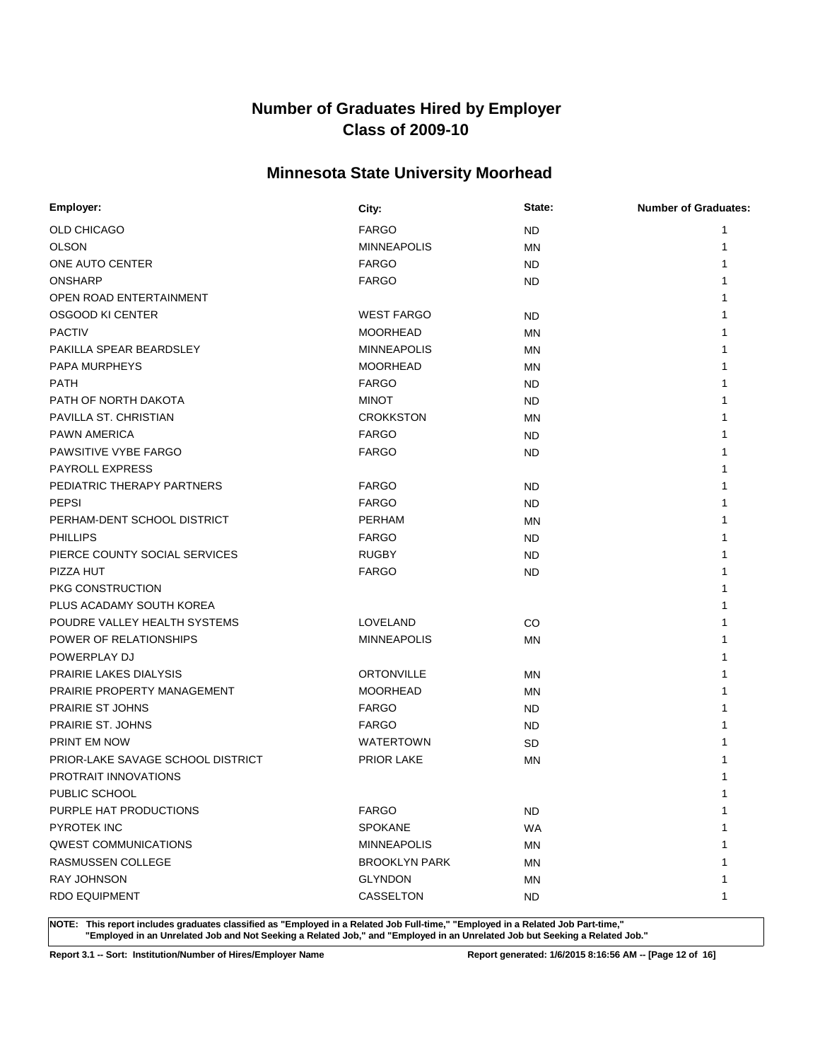# Number of Graduates Hired by Employer
# Class of 2009-10

## Minnesota State University Moorhead

| Employer: | City: | State: | Number of Graduates: |
|---|---|---|---|
| OLD CHICAGO | FARGO | ND | 1 |
| OLSON | MINNEAPOLIS | MN | 1 |
| ONE AUTO CENTER | FARGO | ND | 1 |
| ONSHARP | FARGO | ND | 1 |
| OPEN ROAD ENTERTAINMENT | | | 1 |
| OSGOOD KI CENTER | WEST FARGO | ND | 1 |
| PACTIV | MOORHEAD | MN | 1 |
| PAKILLA SPEAR BEARDSLEY | MINNEAPOLIS | MN | 1 |
| PAPA MURPHEYS | MOORHEAD | MN | 1 |
| PATH | FARGO | ND | 1 |
| PATH OF NORTH DAKOTA | MINOT | ND | 1 |
| PAVILLA ST. CHRISTIAN | CROKKSTON | MN | 1 |
| PAWN AMERICA | FARGO | ND | 1 |
| PAWSITIVE VYBE FARGO | FARGO | ND | 1 |
| PAYROLL EXPRESS | | | 1 |
| PEDIATRIC THERAPY PARTNERS | FARGO | ND | 1 |
| PEPSI | FARGO | ND | 1 |
| PERHAM-DENT SCHOOL DISTRICT | PERHAM | MN | 1 |
| PHILLIPS | FARGO | ND | 1 |
| PIERCE COUNTY SOCIAL SERVICES | RUGBY | ND | 1 |
| PIZZA HUT | FARGO | ND | 1 |
| PKG CONSTRUCTION | | | 1 |
| PLUS ACADAMY SOUTH KOREA | | | 1 |
| POUDRE VALLEY HEALTH SYSTEMS | LOVELAND | CO | 1 |
| POWER OF RELATIONSHIPS | MINNEAPOLIS | MN | 1 |
| POWERPLAY DJ | | | 1 |
| PRAIRIE LAKES DIALYSIS | ORTONVILLE | MN | 1 |
| PRAIRIE PROPERTY MANAGEMENT | MOORHEAD | MN | 1 |
| PRAIRIE ST JOHNS | FARGO | ND | 1 |
| PRAIRIE ST. JOHNS | FARGO | ND | 1 |
| PRINT EM NOW | WATERTOWN | SD | 1 |
| PRIOR-LAKE SAVAGE SCHOOL DISTRICT | PRIOR LAKE | MN | 1 |
| PROTRAIT INNOVATIONS | | | 1 |
| PUBLIC SCHOOL | | | 1 |
| PURPLE HAT PRODUCTIONS | FARGO | ND | 1 |
| PYROTEK INC | SPOKANE | WA | 1 |
| QWEST COMMUNICATIONS | MINNEAPOLIS | MN | 1 |
| RASMUSSEN COLLEGE | BROOKLYN PARK | MN | 1 |
| RAY JOHNSON | GLYNDON | MN | 1 |
| RDO EQUIPMENT | CASSELTON | ND | 1 |

**NOTE: This report includes graduates classified as "Employed in a Related Job Full-time," "Employed in a Related Job Part-time," "Employed in an Unrelated Job and Not Seeking a Related Job," and "Employed in an Unrelated Job but Seeking a Related Job."**

**Report 3.1 -- Sort: Institution/Number of Hires/Employer Name** **Report generated: 1/6/2015 8:16:56 AM**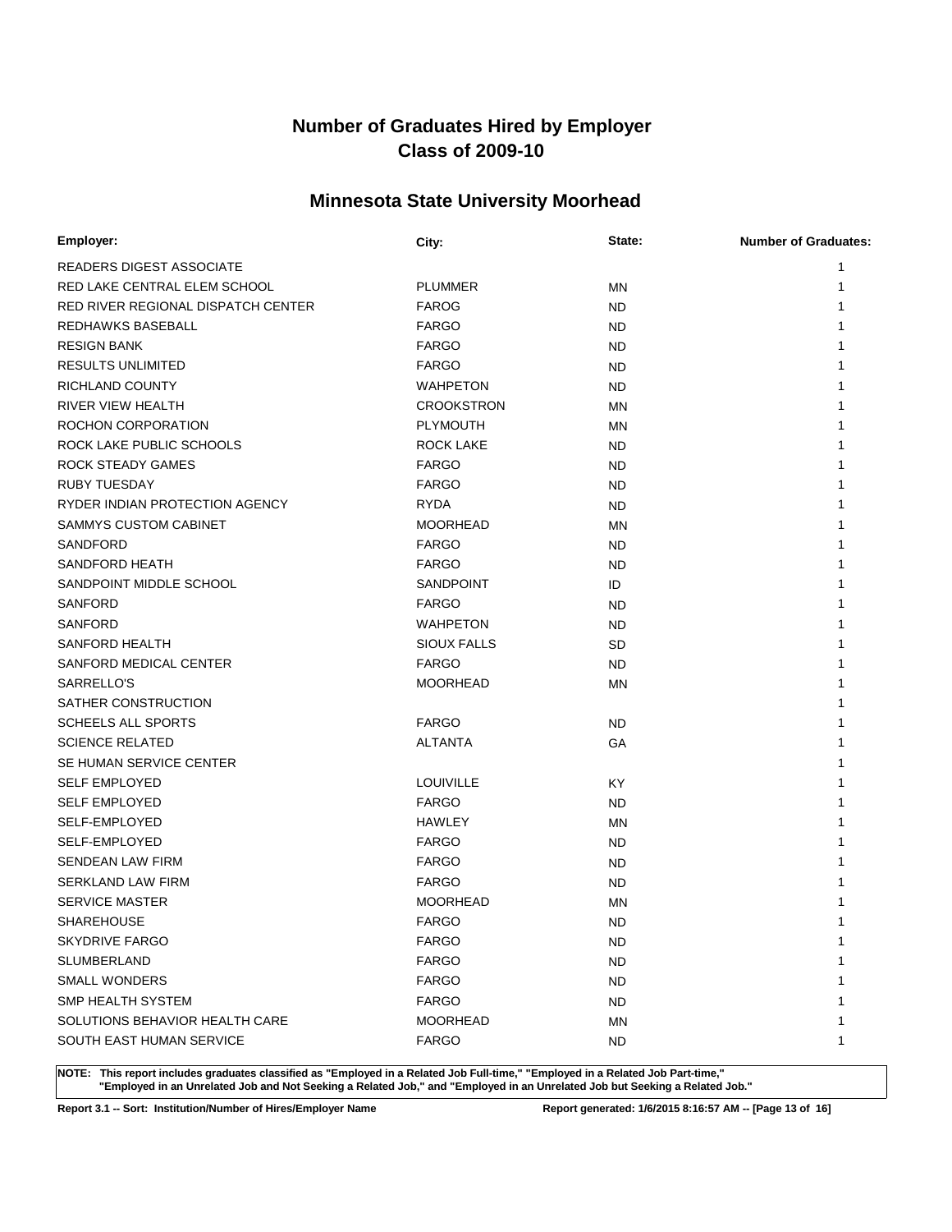# Number of Graduates Hired by Employer
# Class of 2009-10

## Minnesota State University Moorhead

| Employer: | City: | State: | Number of Graduates: |
|---|---|---|---|
| READERS DIGEST ASSOCIATE | | | 1 |
| RED LAKE CENTRAL ELEM SCHOOL | PLUMMER | MN | 1 |
| RED RIVER REGIONAL DISPATCH CENTER | FAROG | ND | 1 |
| REDHAWKS BASEBALL | FARGO | ND | 1 |
| RESIGN BANK | FARGO | ND | 1 |
| RESULTS UNLIMITED | FARGO | ND | 1 |
| RICHLAND COUNTY | WAHPETON | ND | 1 |
| RIVER VIEW HEALTH | CROOKSTRON | MN | 1 |
| ROCHON CORPORATION | PLYMOUTH | MN | 1 |
| ROCK LAKE PUBLIC SCHOOLS | ROCK LAKE | ND | 1 |
| ROCK STEADY GAMES | FARGO | ND | 1 |
| RUBY TUESDAY | FARGO | ND | 1 |
| RYDER INDIAN PROTECTION AGENCY | RYDA | ND | 1 |
| SAMMYS CUSTOM CABINET | MOORHEAD | MN | 1 |
| SANDFORD | FARGO | ND | 1 |
| SANDFORD HEATH | FARGO | ND | 1 |
| SANDPOINT MIDDLE SCHOOL | SANDPOINT | ID | 1 |
| SANFORD | FARGO | ND | 1 |
| SANFORD | WAHPETON | ND | 1 |
| SANFORD HEALTH | SIOUX FALLS | SD | 1 |
| SANFORD MEDICAL CENTER | FARGO | ND | 1 |
| SARRELLO'S | MOORHEAD | MN | 1 |
| SATHER CONSTRUCTION | | | 1 |
| SCHEELS ALL SPORTS | FARGO | ND | 1 |
| SCIENCE RELATED | ALTANTA | GA | 1 |
| SE HUMAN SERVICE CENTER | | | 1 |
| SELF EMPLOYED | LOUIVILLE | KY | 1 |
| SELF EMPLOYED | FARGO | ND | 1 |
| SELF-EMPLOYED | HAWLEY | MN | 1 |
| SELF-EMPLOYED | FARGO | ND | 1 |
| SENDEAN LAW FIRM | FARGO | ND | 1 |
| SERKLAND LAW FIRM | FARGO | ND | 1 |
| SERVICE MASTER | MOORHEAD | MN | 1 |
| SHAREHOUSE | FARGO | ND | 1 |
| SKYDRIVE FARGO | FARGO | ND | 1 |
| SLUMBERLAND | FARGO | ND | 1 |
| SMALL WONDERS | FARGO | ND | 1 |
| SMP HEALTH SYSTEM | FARGO | ND | 1 |
| SOLUTIONS BEHAVIOR HEALTH CARE | MOORHEAD | MN | 1 |
| SOUTH EAST HUMAN SERVICE | FARGO | ND | 1 |

**NOTE: This report includes graduates classified as "Employed in a Related Job Full-time," "Employed in a Related Job Part-time," "Employed in an Unrelated Job and Not Seeking a Related Job," and "Employed in an Unrelated Job but Seeking a Related Job."**

**Report 3.1 -- Sort: Institution/Number of Hires/Employer Name** | **Report generated: 1/6/2015 8:16:57 AM**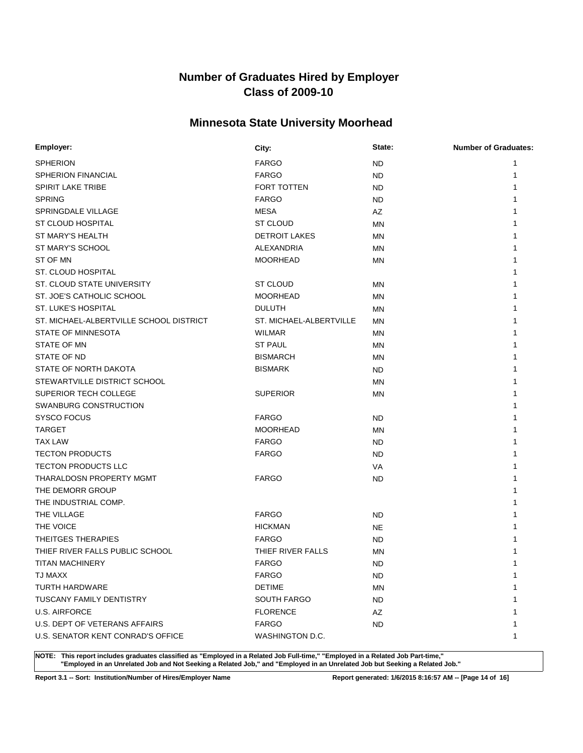# Number of Graduates Hired by Employer
# Class of 2009-10

## Minnesota State University Moorhead

| Employer: | City: | State: | Number of Graduates: |
|---|---|---|---|
| SPHERION | FARGO | ND | 1 |
| SPHERION FINANCIAL | FARGO | ND | 1 |
| SPIRIT LAKE TRIBE | FORT TOTTEN | ND | 1 |
| SPRING | FARGO | ND | 1 |
| SPRINGDALE VILLAGE | MESA | AZ | 1 |
| ST CLOUD HOSPITAL | ST CLOUD | MN | 1 |
| ST MARY'S HEALTH | DETROIT LAKES | MN | 1 |
| ST MARY'S SCHOOL | ALEXANDRIA | MN | 1 |
| ST OF MN | MOORHEAD | MN | 1 |
| ST. CLOUD HOSPITAL | | | 1 |
| ST. CLOUD STATE UNIVERSITY | ST CLOUD | MN | 1 |
| ST. JOE'S CATHOLIC SCHOOL | MOORHEAD | MN | 1 |
| ST. LUKE'S HOSPITAL | DULUTH | MN | 1 |
| ST. MICHAEL-ALBERTVILLE SCHOOL DISTRICT | ST. MICHAEL-ALBERTVILLE | MN | 1 |
| STATE OF MINNESOTA | WILMAR | MN | 1 |
| STATE OF MN | ST PAUL | MN | 1 |
| STATE OF ND | BISMARCH | MN | 1 |
| STATE OF NORTH DAKOTA | BISMARK | ND | 1 |
| STEWARTVILLE DISTRICT SCHOOL | | MN | 1 |
| SUPERIOR TECH COLLEGE | SUPERIOR | MN | 1 |
| SWANBURG CONSTRUCTION | | | 1 |
| SYSCO FOCUS | FARGO | ND | 1 |
| TARGET | MOORHEAD | MN | 1 |
| TAX LAW | FARGO | ND | 1 |
| TECTON PRODUCTS | FARGO | ND | 1 |
| TECTON PRODUCTS LLC | | VA | 1 |
| THARALDOSN PROPERTY MGMT | FARGO | ND | 1 |
| THE DEMORR GROUP | | | 1 |
| THE INDUSTRIAL COMP. | | | 1 |
| THE VILLAGE | FARGO | ND | 1 |
| THE VOICE | HICKMAN | NE | 1 |
| THEITGES THERAPIES | FARGO | ND | 1 |
| THIEF RIVER FALLS PUBLIC SCHOOL | THIEF RIVER FALLS | MN | 1 |
| TITAN MACHINERY | FARGO | ND | 1 |
| TJ MAXX | FARGO | ND | 1 |
| TURTH HARDWARE | DETIME | MN | 1 |
| TUSCANY FAMILY DENTISTRY | SOUTH FARGO | ND | 1 |
| U.S. AIRFORCE | FLORENCE | AZ | 1 |
| U.S. DEPT OF VETERANS AFFAIRS | FARGO | ND | 1 |
| U.S. SENATOR KENT CONRAD'S OFFICE | WASHINGTON D.C. | | 1 |

**NOTE: This report includes graduates classified as "Employed in a Related Job Full-time," "Employed in a Related Job Part-time," "Employed in an Unrelated Job and Not Seeking a Related Job," and "Employed in an Unrelated Job but Seeking a Related Job."**

**Report 3.1 -- Sort: Institution/Number of Hires/Employer Name** **Report generated: 1/6/2015 8:16:57 AM**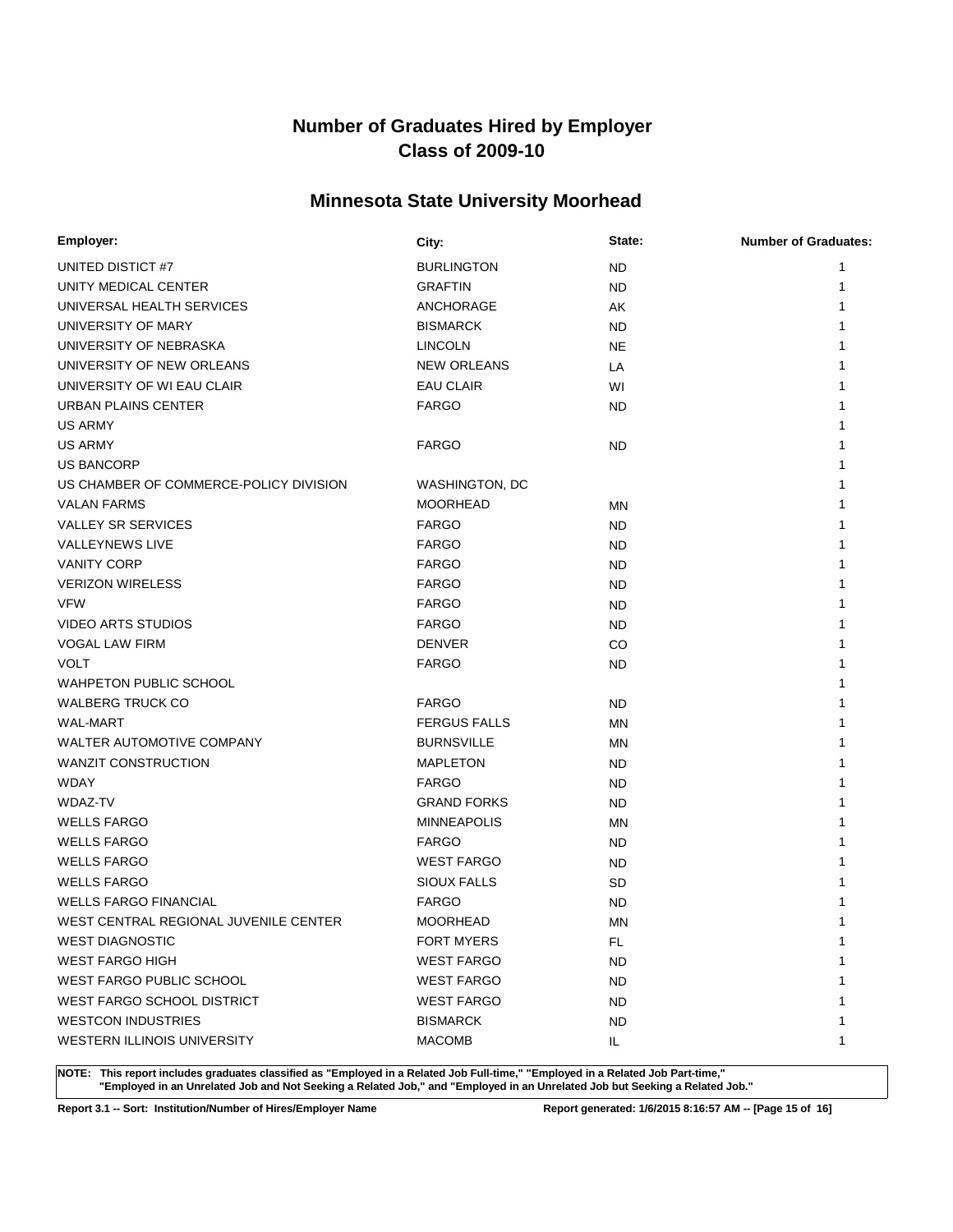# Number of Graduates Hired by Employer
# Class of 2009-10

## Minnesota State University Moorhead

| Employer: | City: | State: | Number of Graduates: |
|---|---|---|---|
| UNITED DISTICT #7 | BURLINGTON | ND | 1 |
| UNITY MEDICAL CENTER | GRAFTIN | ND | 1 |
| UNIVERSAL HEALTH SERVICES | ANCHORAGE | AK | 1 |
| UNIVERSITY OF MARY | BISMARCK | ND | 1 |
| UNIVERSITY OF NEBRASKA | LINCOLN | NE | 1 |
| UNIVERSITY OF NEW ORLEANS | NEW ORLEANS | LA | 1 |
| UNIVERSITY OF WI EAU CLAIR | EAU CLAIR | WI | 1 |
| URBAN PLAINS CENTER | FARGO | ND | 1 |
| US ARMY | | | 1 |
| US ARMY | FARGO | ND | 1 |
| US BANCORP | | | 1 |
| US CHAMBER OF COMMERCE-POLICY DIVISION | WASHINGTON, DC | | 1 |
| VALAN FARMS | MOORHEAD | MN | 1 |
| VALLEY SR SERVICES | FARGO | ND | 1 |
| VALLEYNEWS LIVE | FARGO | ND | 1 |
| VANITY CORP | FARGO | ND | 1 |
| VERIZON WIRELESS | FARGO | ND | 1 |
| VFW | FARGO | ND | 1 |
| VIDEO ARTS STUDIOS | FARGO | ND | 1 |
| VOGAL LAW FIRM | DENVER | CO | 1 |
| VOLT | FARGO | ND | 1 |
| WAHPETON PUBLIC SCHOOL | | | 1 |
| WALBERG TRUCK CO | FARGO | ND | 1 |
| WAL-MART | FERGUS FALLS | MN | 1 |
| WALTER AUTOMOTIVE COMPANY | BURNSVILLE | MN | 1 |
| WANZIT CONSTRUCTION | MAPLETON | ND | 1 |
| WDAY | FARGO | ND | 1 |
| WDAZ-TV | GRAND FORKS | ND | 1 |
| WELLS FARGO | MINNEAPOLIS | MN | 1 |
| WELLS FARGO | FARGO | ND | 1 |
| WELLS FARGO | WEST FARGO | ND | 1 |
| WELLS FARGO | SIOUX FALLS | SD | 1 |
| WELLS FARGO FINANCIAL | FARGO | ND | 1 |
| WEST CENTRAL REGIONAL JUVENILE CENTER | MOORHEAD | MN | 1 |
| WEST DIAGNOSTIC | FORT MYERS | FL | 1 |
| WEST FARGO HIGH | WEST FARGO | ND | 1 |
| WEST FARGO PUBLIC SCHOOL | WEST FARGO | ND | 1 |
| WEST FARGO SCHOOL DISTRICT | WEST FARGO | ND | 1 |
| WESTCON INDUSTRIES | BISMARCK | ND | 1 |
| WESTERN ILLINOIS UNIVERSITY | MACOMB | IL | 1 |

**NOTE: This report includes graduates classified as "Employed in a Related Job Full-time," "Employed in a Related Job Part-time," "Employed in an Unrelated Job and Not Seeking a Related Job," and "Employed in an Unrelated Job but Seeking a Related Job."**

**Report 3.1 -- Sort: Institution/Number of Hires/Employer Name** **Report generated: 1/6/2015 8:16:57 AM**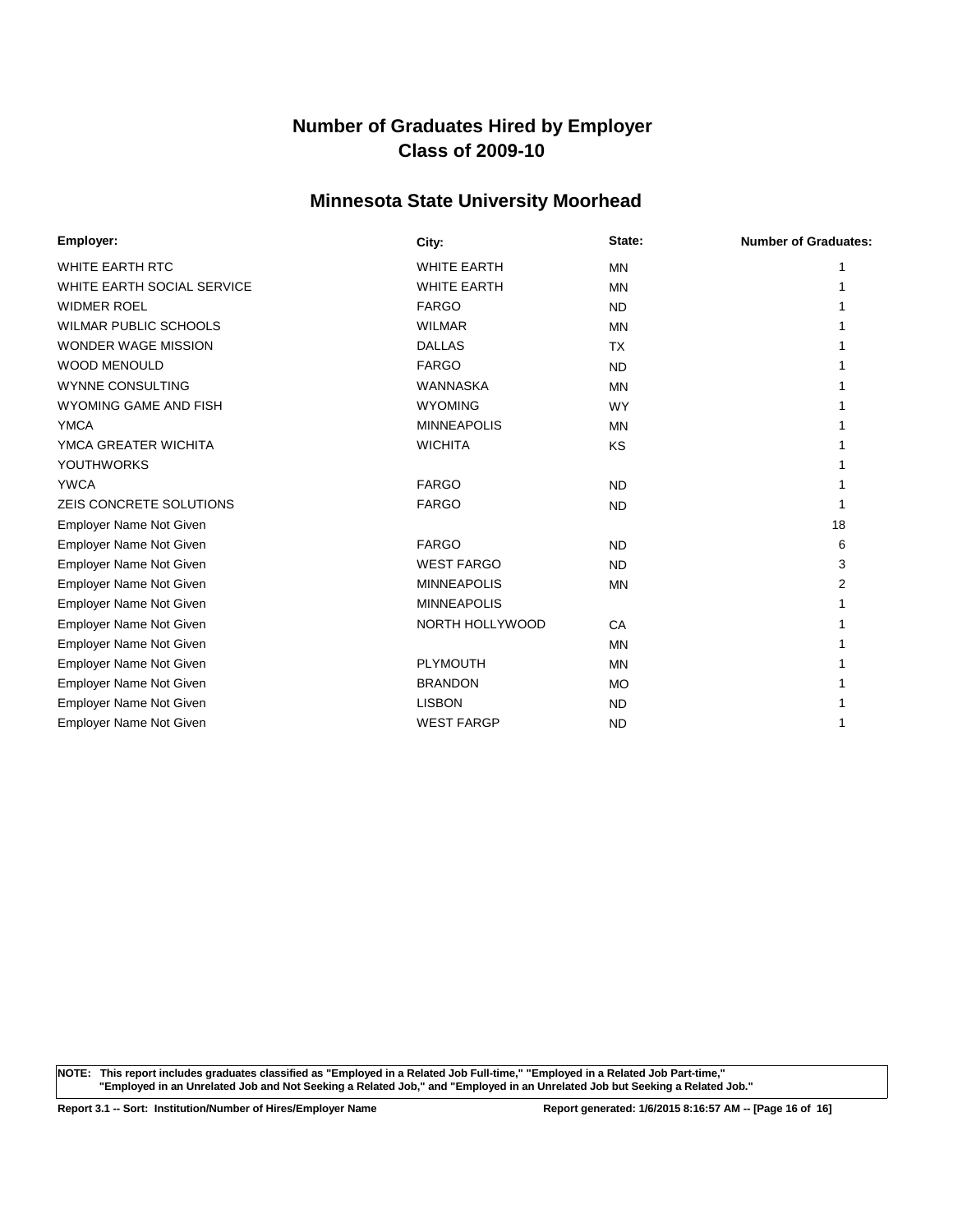# Number of Graduates Hired by Employer
# Class of 2009-10

## Minnesota State University Moorhead

| Employer: | City: | State: | Number of Graduates: |
|---|---|---|---|
| WHITE EARTH RTC | WHITE EARTH | MN | 1 |
| WHITE EARTH SOCIAL SERVICE | WHITE EARTH | MN | 1 |
| WIDMER ROEL | FARGO | ND | 1 |
| WILMAR PUBLIC SCHOOLS | WILMAR | MN | 1 |
| WONDER WAGE MISSION | DALLAS | TX | 1 |
| WOOD MENOULD | FARGO | ND | 1 |
| WYNNE CONSULTING | WANNASKA | MN | 1 |
| WYOMING GAME AND FISH | WYOMING | WY | 1 |
| YMCA | MINNEAPOLIS | MN | 1 |
| YMCA GREATER WICHITA | WICHITA | KS | 1 |
| YOUTHWORKS | | | 1 |
| YWCA | FARGO | ND | 1 |
| ZEIS CONCRETE SOLUTIONS | FARGO | ND | 1 |
| Employer Name Not Given | | | 18 |
| Employer Name Not Given | FARGO | ND | 6 |
| Employer Name Not Given | WEST FARGO | ND | 3 |
| Employer Name Not Given | MINNEAPOLIS | MN | 2 |
| Employer Name Not Given | MINNEAPOLIS | | 1 |
| Employer Name Not Given | NORTH HOLLYWOOD | CA | 1 |
| Employer Name Not Given | | MN | 1 |
| Employer Name Not Given | PLYMOUTH | MN | 1 |
| Employer Name Not Given | BRANDON | MO | 1 |
| Employer Name Not Given | LISBON | ND | 1 |
| Employer Name Not Given | WEST FARGP | ND | 1 |

**NOTE: This report includes graduates classified as "Employed in a Related Job Full-time," "Employed in a Related Job Part-time," "Employed in an Unrelated Job and Not Seeking a Related Job," and "Employed in an Unrelated Job but Seeking a Related Job."**

**Report 3.1 -- Sort: Institution/Number of Hires/Employer Name** **Report generated: 1/6/2015 8:16:57 AM**